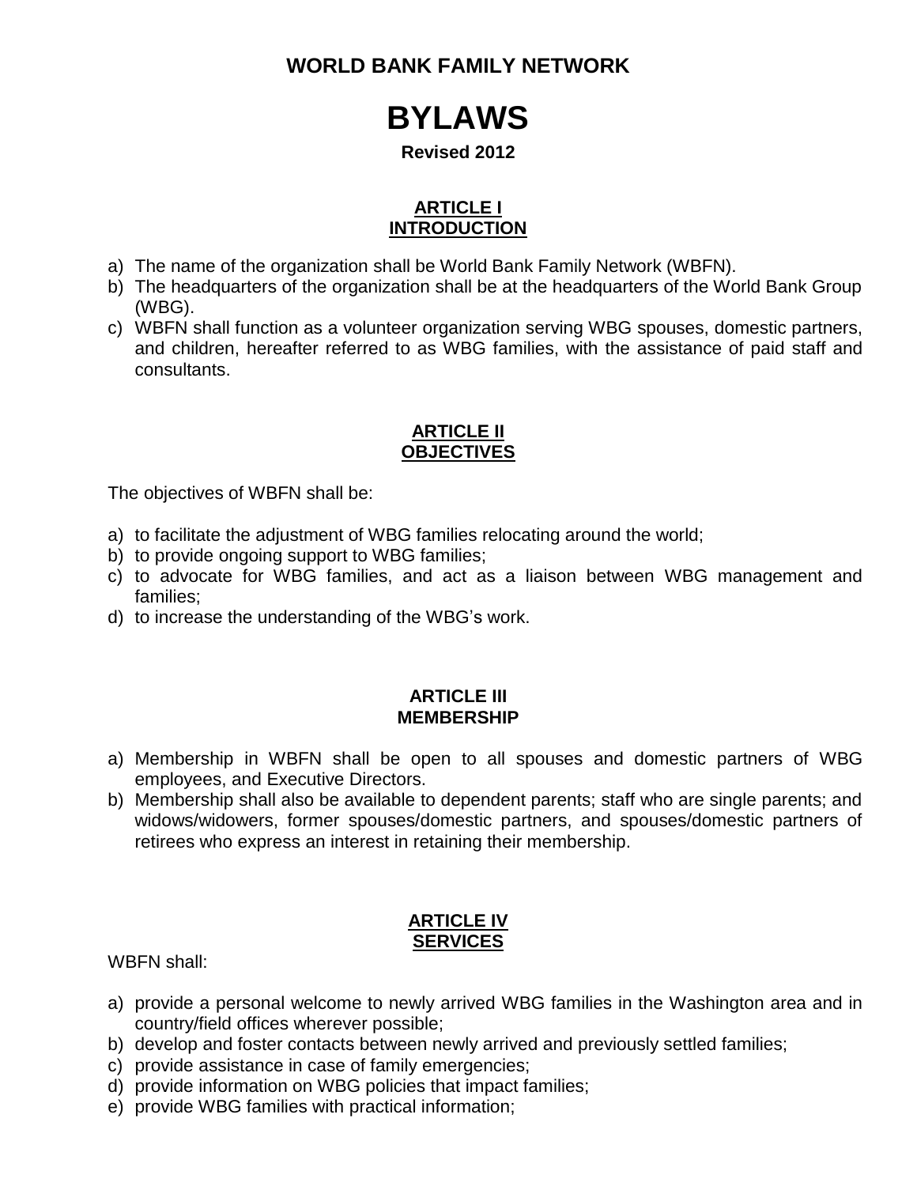## WORLD BANK FAMILY NETWORK

# BYLAWS

**Revised 2012**

### ARTICLE I
### INTRODUCTION

a) The name of the organization shall be World Bank Family Network (WBFN).
b) The headquarters of the organization shall be at the headquarters of the World Bank Group (WBG).
c) WBFN shall function as a volunteer organization serving WBG spouses, domestic partners, and children, hereafter referred to as WBG families, with the assistance of paid staff and consultants.

### ARTICLE II
### OBJECTIVES

The objectives of WBFN shall be:

a) to facilitate the adjustment of WBG families relocating around the world;
b) to provide ongoing support to WBG families;
c) to advocate for WBG families, and act as a liaison between WBG management and families;
d) to increase the understanding of the WBG's work.

### ARTICLE III
### MEMBERSHIP

a) Membership in WBFN shall be open to all spouses and domestic partners of WBG employees, and Executive Directors.
b) Membership shall also be available to dependent parents; staff who are single parents; and widows/widowers, former spouses/domestic partners, and spouses/domestic partners of retirees who express an interest in retaining their membership.

### ARTICLE IV
### SERVICES

WBFN shall:

a) provide a personal welcome to newly arrived WBG families in the Washington area and in country/field offices wherever possible;
b) develop and foster contacts between newly arrived and previously settled families;
c) provide assistance in case of family emergencies;
d) provide information on WBG policies that impact families;
e) provide WBG families with practical information;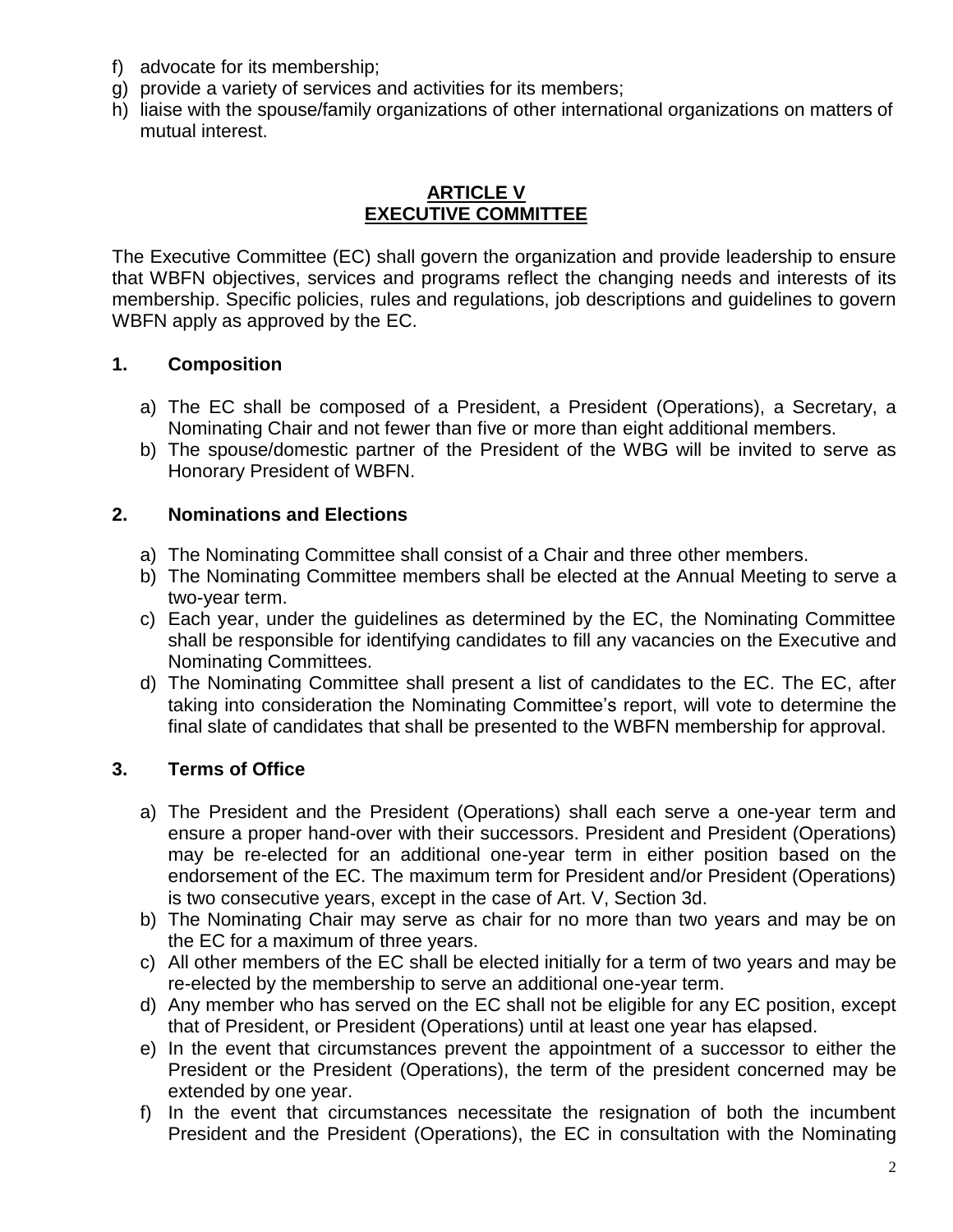f) advocate for its membership;
g) provide a variety of services and activities for its members;
h) liaise with the spouse/family organizations of other international organizations on matters of mutual interest.

## ARTICLE V
## EXECUTIVE COMMITTEE

The Executive Committee (EC) shall govern the organization and provide leadership to ensure that WBFN objectives, services and programs reflect the changing needs and interests of its membership. Specific policies, rules and regulations, job descriptions and guidelines to govern WBFN apply as approved by the EC.

### 1. Composition

a) The EC shall be composed of a President, a President (Operations), a Secretary, a Nominating Chair and not fewer than five or more than eight additional members.
b) The spouse/domestic partner of the President of the WBG will be invited to serve as Honorary President of WBFN.

### 2. Nominations and Elections

a) The Nominating Committee shall consist of a Chair and three other members.
b) The Nominating Committee members shall be elected at the Annual Meeting to serve a two-year term.
c) Each year, under the guidelines as determined by the EC, the Nominating Committee shall be responsible for identifying candidates to fill any vacancies on the Executive and Nominating Committees.
d) The Nominating Committee shall present a list of candidates to the EC. The EC, after taking into consideration the Nominating Committee's report, will vote to determine the final slate of candidates that shall be presented to the WBFN membership for approval.

### 3. Terms of Office

a) The President and the President (Operations) shall each serve a one-year term and ensure a proper hand-over with their successors. President and President (Operations) may be re-elected for an additional one-year term in either position based on the endorsement of the EC. The maximum term for President and/or President (Operations) is two consecutive years, except in the case of Art. V, Section 3d.
b) The Nominating Chair may serve as chair for no more than two years and may be on the EC for a maximum of three years.
c) All other members of the EC shall be elected initially for a term of two years and may be re-elected by the membership to serve an additional one-year term.
d) Any member who has served on the EC shall not be eligible for any EC position, except that of President, or President (Operations) until at least one year has elapsed.
e) In the event that circumstances prevent the appointment of a successor to either the President or the President (Operations), the term of the president concerned may be extended by one year.
f) In the event that circumstances necessitate the resignation of both the incumbent President and the President (Operations), the EC in consultation with the Nominating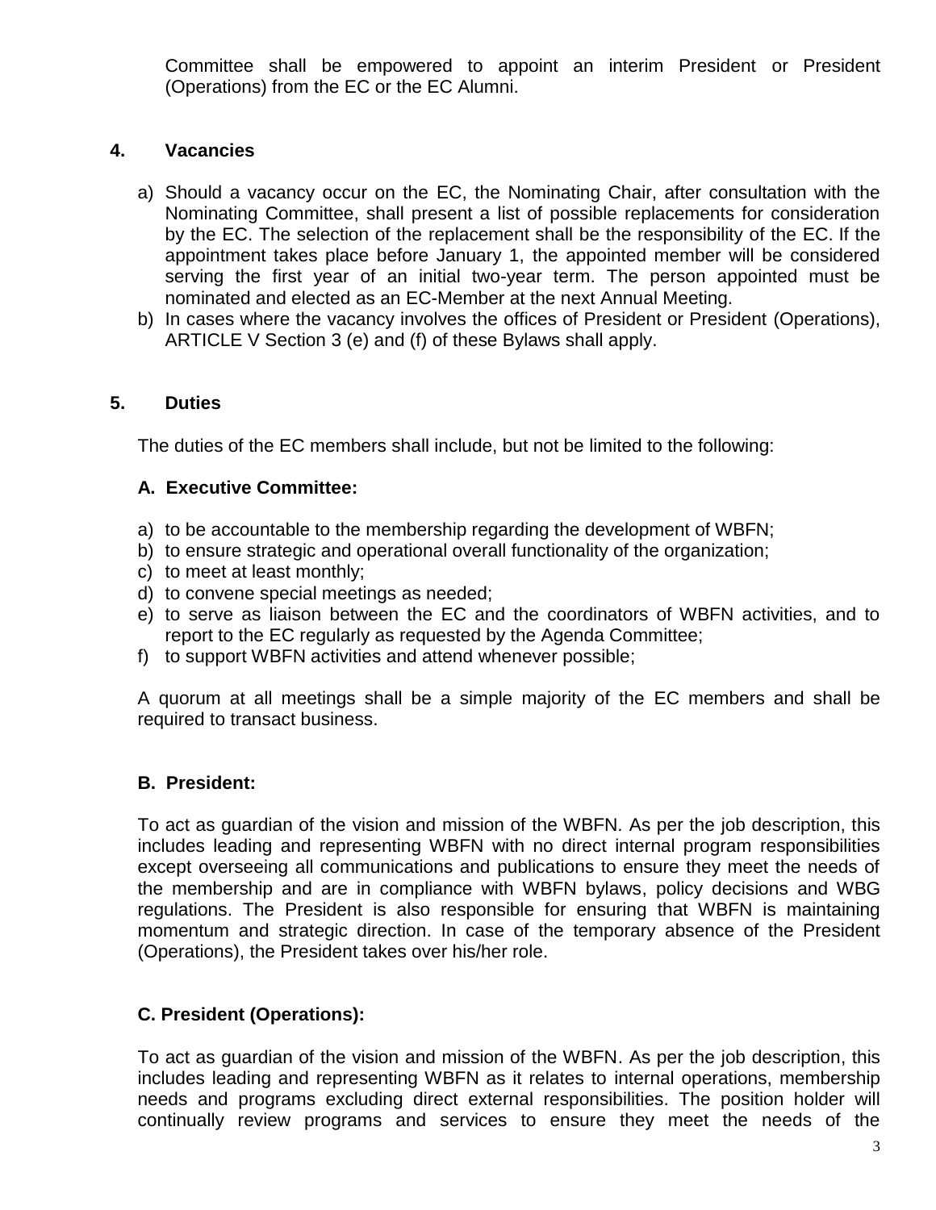Committee shall be empowered to appoint an interim President or President (Operations) from the EC or the EC Alumni.

## 4. Vacancies

a) Should a vacancy occur on the EC, the Nominating Chair, after consultation with the Nominating Committee, shall present a list of possible replacements for consideration by the EC. The selection of the replacement shall be the responsibility of the EC. If the appointment takes place before January 1, the appointed member will be considered serving the first year of an initial two-year term. The person appointed must be nominated and elected as an EC-Member at the next Annual Meeting.
b) In cases where the vacancy involves the offices of President or President (Operations), ARTICLE V Section 3 (e) and (f) of these Bylaws shall apply.

## 5. Duties

The duties of the EC members shall include, but not be limited to the following:

### A. Executive Committee:

a) to be accountable to the membership regarding the development of WBFN;
b) to ensure strategic and operational overall functionality of the organization;
c) to meet at least monthly;
d) to convene special meetings as needed;
e) to serve as liaison between the EC and the coordinators of WBFN activities, and to report to the EC regularly as requested by the Agenda Committee;
f) to support WBFN activities and attend whenever possible;

A quorum at all meetings shall be a simple majority of the EC members and shall be required to transact business.

### B. President:

To act as guardian of the vision and mission of the WBFN. As per the job description, this includes leading and representing WBFN with no direct internal program responsibilities except overseeing all communications and publications to ensure they meet the needs of the membership and are in compliance with WBFN bylaws, policy decisions and WBG regulations. The President is also responsible for ensuring that WBFN is maintaining momentum and strategic direction. In case of the temporary absence of the President (Operations), the President takes over his/her role.

### C. President (Operations):

To act as guardian of the vision and mission of the WBFN. As per the job description, this includes leading and representing WBFN as it relates to internal operations, membership needs and programs excluding direct external responsibilities. The position holder will continually review programs and services to ensure they meet the needs of the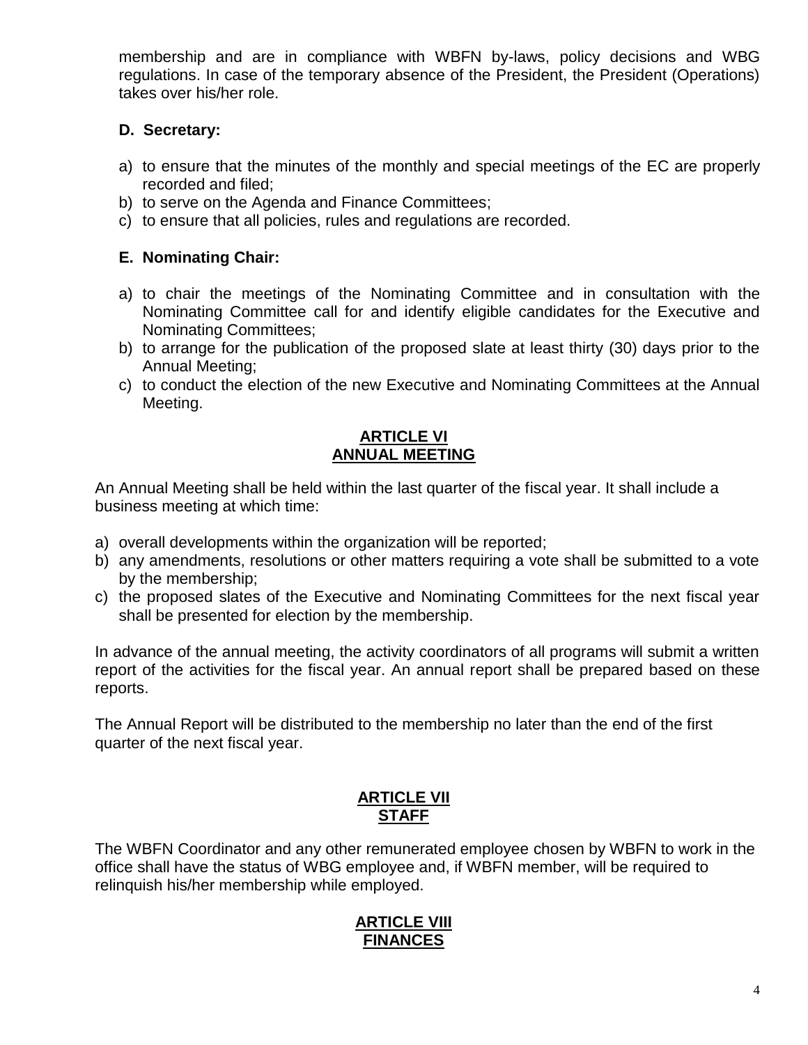membership and are in compliance with WBFN by-laws, policy decisions and WBG regulations. In case of the temporary absence of the President, the President (Operations) takes over his/her role.

**D. Secretary:**

a) to ensure that the minutes of the monthly and special meetings of the EC are properly recorded and filed;
b) to serve on the Agenda and Finance Committees;
c) to ensure that all policies, rules and regulations are recorded.

**E. Nominating Chair:**

a) to chair the meetings of the Nominating Committee and in consultation with the Nominating Committee call for and identify eligible candidates for the Executive and Nominating Committees;
b) to arrange for the publication of the proposed slate at least thirty (30) days prior to the Annual Meeting;
c) to conduct the election of the new Executive and Nominating Committees at the Annual Meeting.

## ARTICLE VI
## ANNUAL MEETING

An Annual Meeting shall be held within the last quarter of the fiscal year. It shall include a business meeting at which time:

a) overall developments within the organization will be reported;
b) any amendments, resolutions or other matters requiring a vote shall be submitted to a vote by the membership;
c) the proposed slates of the Executive and Nominating Committees for the next fiscal year shall be presented for election by the membership.

In advance of the annual meeting, the activity coordinators of all programs will submit a written report of the activities for the fiscal year. An annual report shall be prepared based on these reports.

The Annual Report will be distributed to the membership no later than the end of the first quarter of the next fiscal year.

## ARTICLE VII
## STAFF

The WBFN Coordinator and any other remunerated employee chosen by WBFN to work in the office shall have the status of WBG employee and, if WBFN member, will be required to relinquish his/her membership while employed.

## ARTICLE VIII
## FINANCES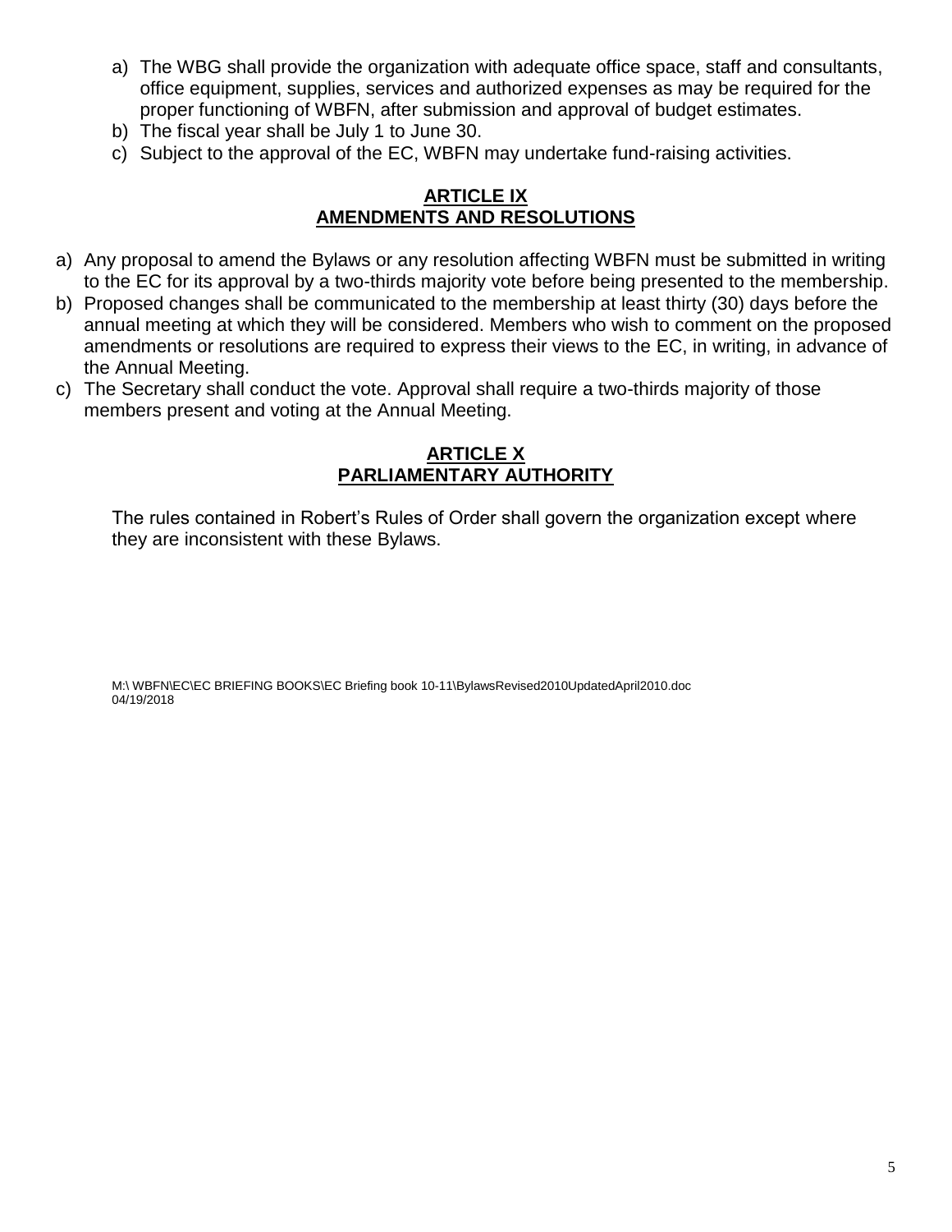a) The WBG shall provide the organization with adequate office space, staff and consultants, office equipment, supplies, services and authorized expenses as may be required for the proper functioning of WBFN, after submission and approval of budget estimates.
b) The fiscal year shall be July 1 to June 30.
c) Subject to the approval of the EC, WBFN may undertake fund-raising activities.

## ARTICLE IX
## AMENDMENTS AND RESOLUTIONS

a) Any proposal to amend the Bylaws or any resolution affecting WBFN must be submitted in writing to the EC for its approval by a two-thirds majority vote before being presented to the membership.
b) Proposed changes shall be communicated to the membership at least thirty (30) days before the annual meeting at which they will be considered. Members who wish to comment on the proposed amendments or resolutions are required to express their views to the EC, in writing, in advance of the Annual Meeting.
c) The Secretary shall conduct the vote. Approval shall require a two-thirds majority of those members present and voting at the Annual Meeting.

## ARTICLE X
## PARLIAMENTARY AUTHORITY

The rules contained in Robert's Rules of Order shall govern the organization except where they are inconsistent with these Bylaws.

M:\ WBFN\EC\EC BRIEFING BOOKS\EC Briefing book 10-11\BylawsRevised2010UpdatedApril2010.doc
04/19/2018